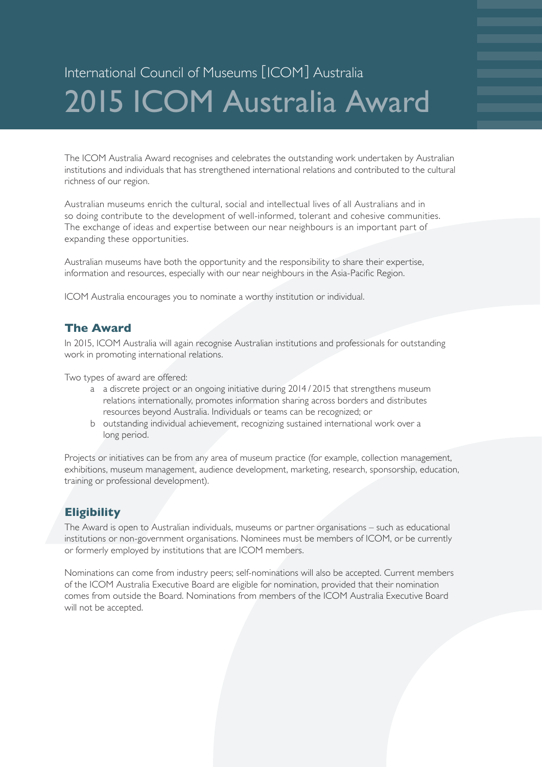International Council of Museums [ICOM] Australia

# 2015 ICOM Australia Award

The ICOM Australia Award recognises and celebrates the outstanding work undertaken by Australian institutions and individuals that has strengthened international relations and contributed to the cultural richness of our region.

Australian museums enrich the cultural, social and intellectual lives of all Australians and in so doing contribute to the development of well-informed, tolerant and cohesive communities. The exchange of ideas and expertise between our near neighbours is an important part of expanding these opportunities.

Australian museums have both the opportunity and the responsibility to share their expertise, information and resources, especially with our near neighbours in the Asia-Pacific Region.

ICOM Australia encourages you to nominate a worthy institution or individual.

## The Award

In 2015, ICOM Australia will again recognise Australian institutions and professionals for outstanding work in promoting international relations.

Two types of award are offered:

a. a discrete project or an ongoing initiative during 2014 / 2015 that strengthens museum relations internationally, promotes information sharing across borders and distributes resources beyond Australia. Individuals or teams can be recognized; or
b. outstanding individual achievement, recognizing sustained international work over a long period.

Projects or initiatives can be from any area of museum practice (for example, collection management, exhibitions, museum management, audience development, marketing, research, sponsorship, education, training or professional development).

## Eligibility

The Award is open to Australian individuals, museums or partner organisations – such as educational institutions or non-government organisations. Nominees must be members of ICOM, or be currently or formerly employed by institutions that are ICOM members.

Nominations can come from industry peers; self-nominations will also be accepted. Current members of the ICOM Australia Executive Board are eligible for nomination, provided that their nomination comes from outside the Board. Nominations from members of the ICOM Australia Executive Board will not be accepted.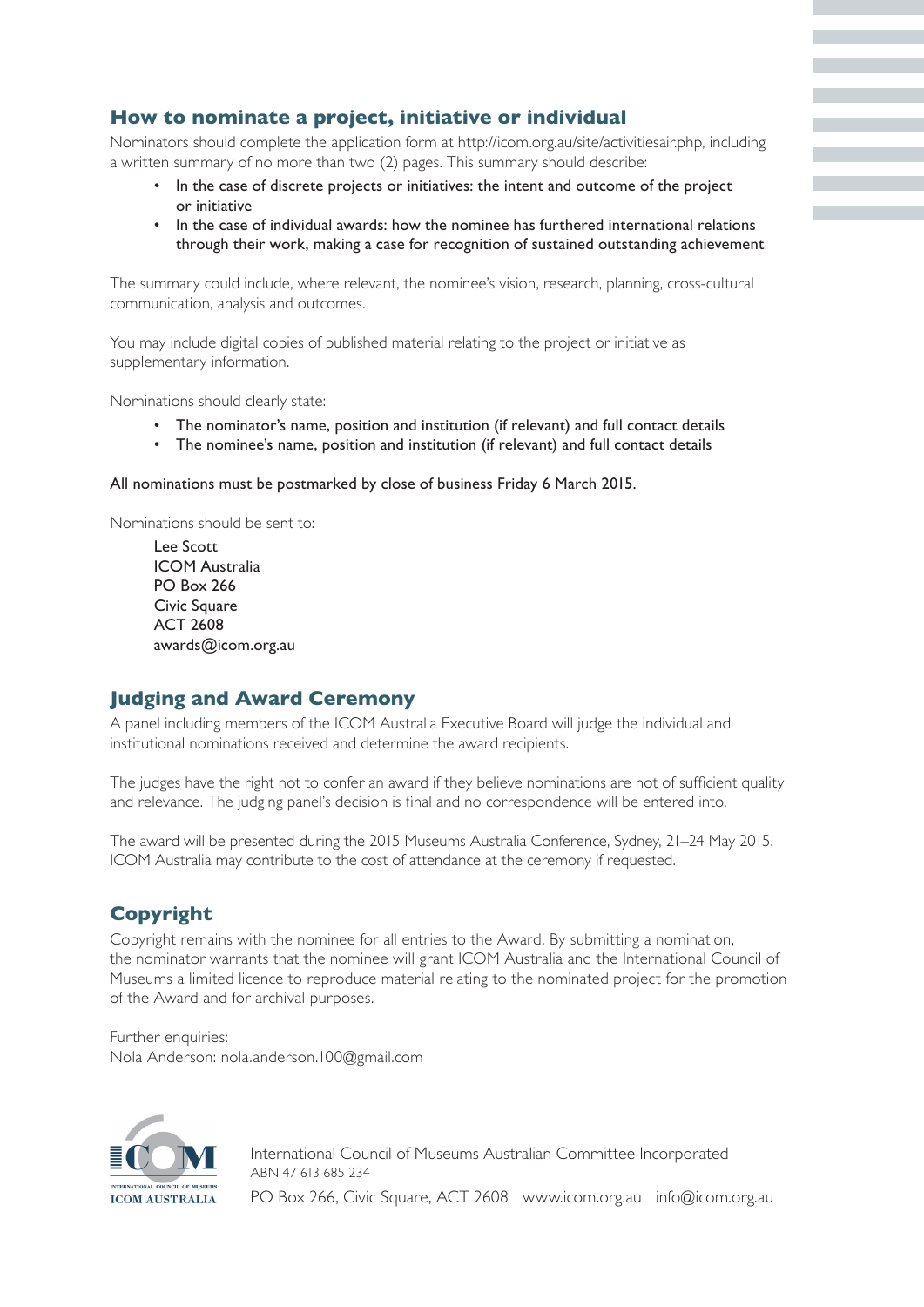## How to nominate a project, initiative or individual

Nominators should complete the application form at http://icom.org.au/site/activitiesair.php, including a written summary of no more than two (2) pages. This summary should describe:

- In the case of discrete projects or initiatives: the intent and outcome of the project or initiative
- In the case of individual awards: how the nominee has furthered international relations through their work, making a case for recognition of sustained outstanding achievement

The summary could include, where relevant, the nominee's vision, research, planning, cross-cultural communication, analysis and outcomes.

You may include digital copies of published material relating to the project or initiative as supplementary information.

Nominations should clearly state:

- The nominator's name, position and institution (if relevant) and full contact details
- The nominee's name, position and institution (if relevant) and full contact details

All nominations must be postmarked by close of business Friday 6 March 2015.

Nominations should be sent to:

Lee Scott
ICOM Australia
PO Box 266
Civic Square
ACT 2608
awards@icom.org.au

## Judging and Award Ceremony

A panel including members of the ICOM Australia Executive Board will judge the individual and institutional nominations received and determine the award recipients.

The judges have the right not to confer an award if they believe nominations are not of sufficient quality and relevance. The judging panel's decision is final and no correspondence will be entered into.

The award will be presented during the 2015 Museums Australia Conference, Sydney, 21–24 May 2015. ICOM Australia may contribute to the cost of attendance at the ceremony if requested.

## Copyright

Copyright remains with the nominee for all entries to the Award. By submitting a nomination, the nominator warrants that the nominee will grant ICOM Australia and the International Council of Museums a limited licence to reproduce material relating to the nominated project for the promotion of the Award and for archival purposes.

Further enquiries:
Nola Anderson: nola.anderson.100@gmail.com

ICOM
INTERNATIONAL COUNCIL OF MUSEUMS
ICOM AUSTRALIA

International Council of Museums Australian Committee Incorporated
ABN 47 613 685 234
PO Box 266, Civic Square, ACT 2608 www.icom.org.au info@icom.org.au